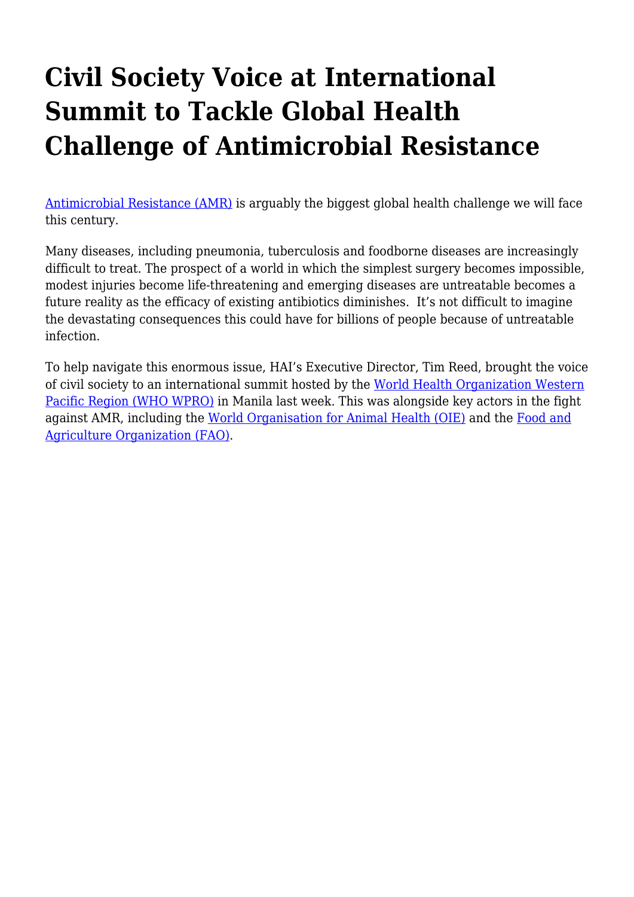# Civil Society Voice at International Summit to Tackle Global Health Challenge of Antimicrobial Resistance

Antimicrobial Resistance (AMR) is arguably the biggest global health challenge we will face this century.

Many diseases, including pneumonia, tuberculosis and foodborne diseases are increasingly difficult to treat. The prospect of a world in which the simplest surgery becomes impossible, modest injuries become life-threatening and emerging diseases are untreatable becomes a future reality as the efficacy of existing antibiotics diminishes. It's not difficult to imagine the devastating consequences this could have for billions of people because of untreatable infection.

To help navigate this enormous issue, HAI's Executive Director, Tim Reed, brought the voice of civil society to an international summit hosted by the World Health Organization Western Pacific Region (WHO WPRO) in Manila last week. This was alongside key actors in the fight against AMR, including the World Organisation for Animal Health (OIE) and the Food and Agriculture Organization (FAO).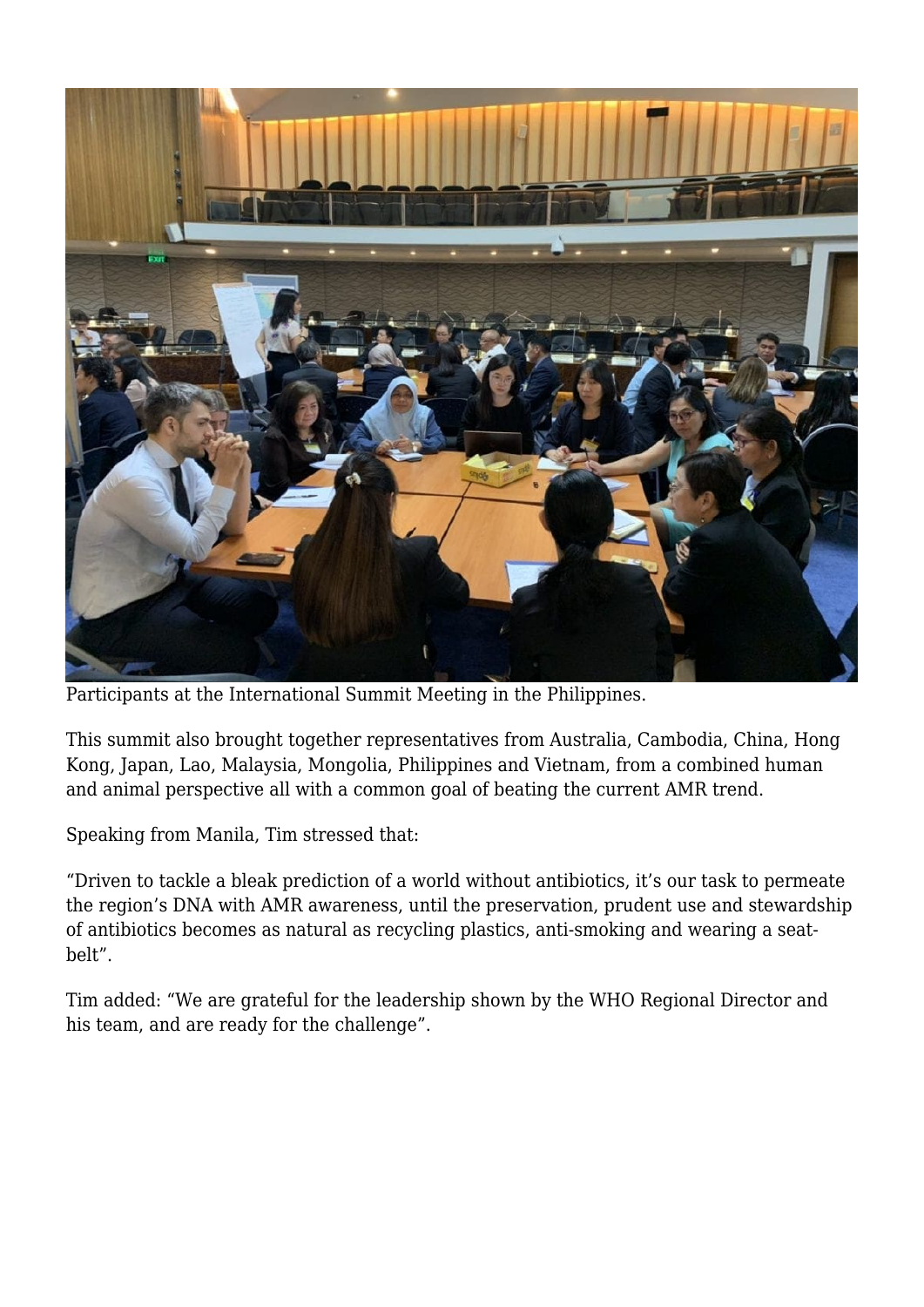Participants at the International Summit Meeting in the Philippines.

This summit also brought together representatives from Australia, Cambodia, China, Hong Kong, Japan, Lao, Malaysia, Mongolia, Philippines and Vietnam, from a combined human and animal perspective all with a common goal of beating the current AMR trend.

Speaking from Manila, Tim stressed that:

"Driven to tackle a bleak prediction of a world without antibiotics, it's our task to permeate the region's DNA with AMR awareness, until the preservation, prudent use and stewardship of antibiotics becomes as natural as recycling plastics, anti-smoking and wearing a seat-belt".

Tim added: "We are grateful for the leadership shown by the WHO Regional Director and his team, and are ready for the challenge".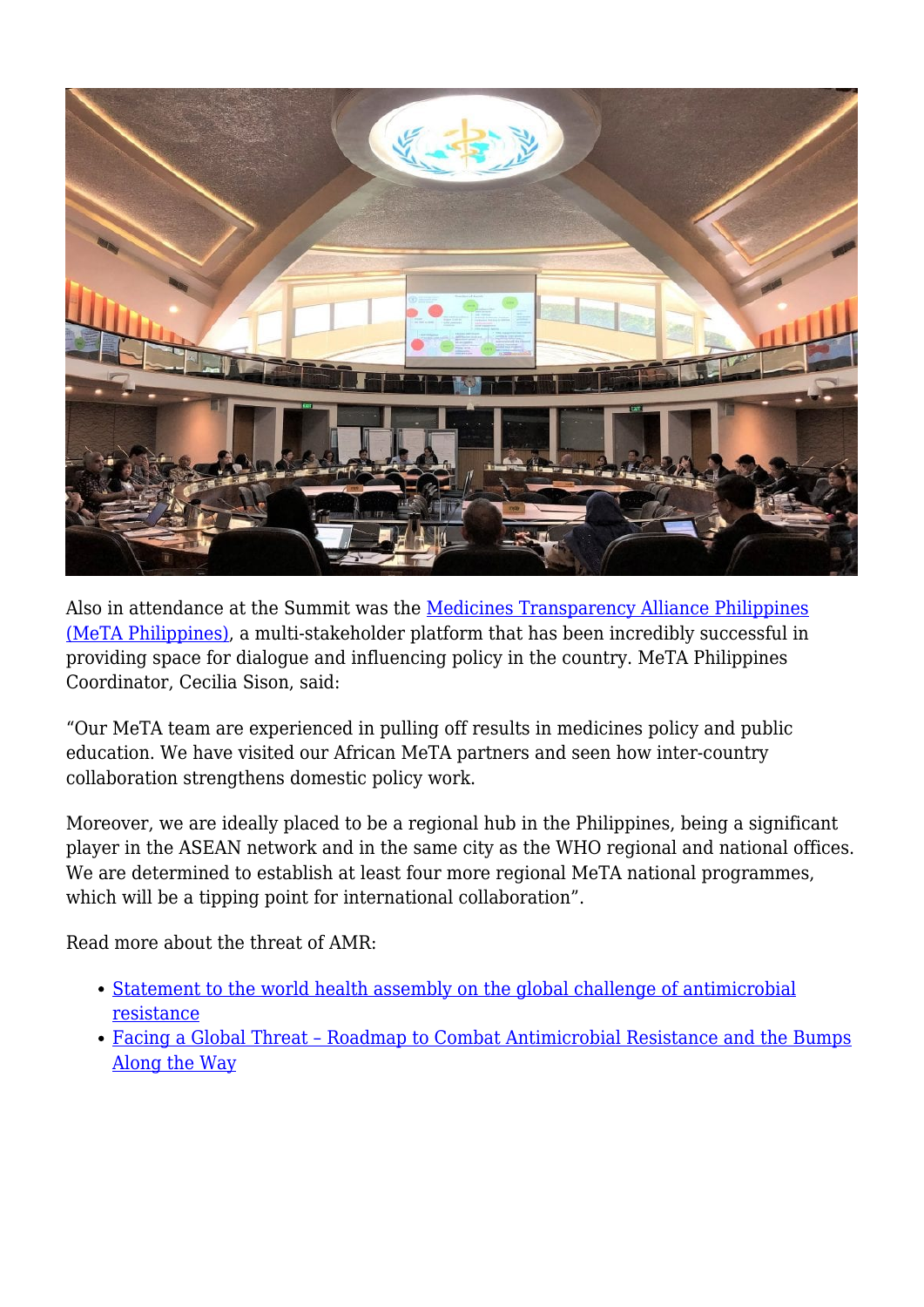Also in attendance at the Summit was the [Medicines Transparency Alliance Philippines (MeTA Philippines)](), a multi-stakeholder platform that has been incredibly successful in providing space for dialogue and influencing policy in the country. MeTA Philippines Coordinator, Cecilia Sison, said:

"Our MeTA team are experienced in pulling off results in medicines policy and public education. We have visited our African MeTA partners and seen how inter-country collaboration strengthens domestic policy work.

Moreover, we are ideally placed to be a regional hub in the Philippines, being a significant player in the ASEAN network and in the same city as the WHO regional and national offices. We are determined to establish at least four more regional MeTA national programmes, which will be a tipping point for international collaboration".

Read more about the threat of AMR:

- [Statement to the world health assembly on the global challenge of antimicrobial resistance]()
- [Facing a Global Threat – Roadmap to Combat Antimicrobial Resistance and the Bumps Along the Way]()